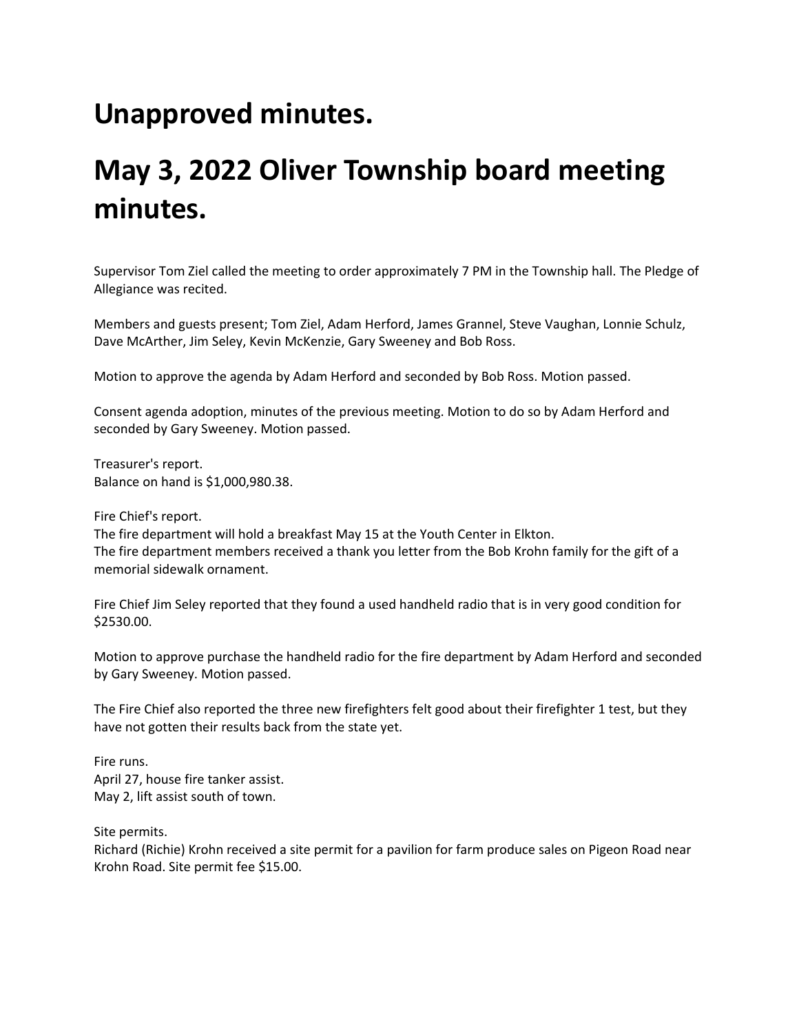# Unapproved minutes.

# May 3, 2022 Oliver Township board meeting minutes.

Supervisor Tom Ziel called the meeting to order approximately 7 PM in the Township hall. The Pledge of Allegiance was recited.

Members and guests present; Tom Ziel, Adam Herford, James Grannel, Steve Vaughan, Lonnie Schulz, Dave McArther, Jim Seley, Kevin McKenzie, Gary Sweeney and Bob Ross.

Motion to approve the agenda by Adam Herford and seconded by Bob Ross. Motion passed.

Consent agenda adoption, minutes of the previous meeting. Motion to do so by Adam Herford and seconded by Gary Sweeney. Motion passed.

Treasurer's report.
Balance on hand is $1,000,980.38.

Fire Chief's report.
The fire department will hold a breakfast May 15 at the Youth Center in Elkton.
The fire department members received a thank you letter from the Bob Krohn family for the gift of a memorial sidewalk ornament.

Fire Chief Jim Seley reported that they found a used handheld radio that is in very good condition for $2530.00.

Motion to approve purchase the handheld radio for the fire department by Adam Herford and seconded by Gary Sweeney. Motion passed.

The Fire Chief also reported the three new firefighters felt good about their firefighter 1 test, but they have not gotten their results back from the state yet.

Fire runs.
April 27, house fire tanker assist.
May 2, lift assist south of town.

Site permits.
Richard (Richie) Krohn received a site permit for a pavilion for farm produce sales on Pigeon Road near Krohn Road. Site permit fee $15.00.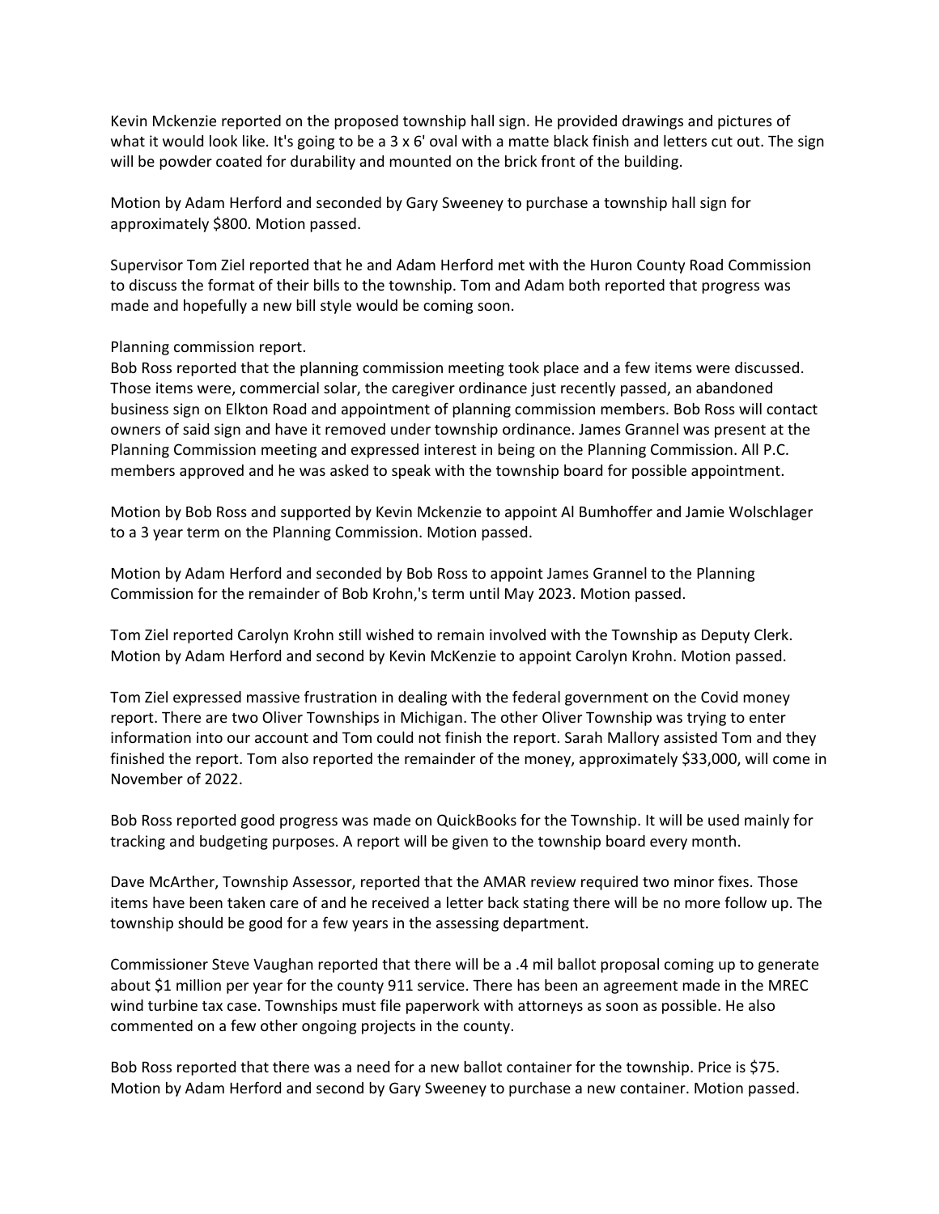Kevin Mckenzie reported on the proposed township hall sign. He provided drawings and pictures of what it would look like. It's going to be a 3 x 6' oval with a matte black finish and letters cut out. The sign will be powder coated for durability and mounted on the brick front of the building.

Motion by Adam Herford and seconded by Gary Sweeney to purchase a township hall sign for approximately $800. Motion passed.

Supervisor Tom Ziel reported that he and Adam Herford met with the Huron County Road Commission to discuss the format of their bills to the township. Tom and Adam both reported that progress was made and hopefully a new bill style would be coming soon.

Planning commission report.
Bob Ross reported that the planning commission meeting took place and a few items were discussed. Those items were, commercial solar, the caregiver ordinance just recently passed, an abandoned business sign on Elkton Road and appointment of planning commission members. Bob Ross will contact owners of said sign and have it removed under township ordinance. James Grannel was present at the Planning Commission meeting and expressed interest in being on the Planning Commission. All P.C. members approved and he was asked to speak with the township board for possible appointment.

Motion by Bob Ross and supported by Kevin Mckenzie to appoint Al Bumhoffer and Jamie Wolschlager to a 3 year term on the Planning Commission. Motion passed.

Motion by Adam Herford and seconded by Bob Ross to appoint James Grannel to the Planning Commission for the remainder of Bob Krohn,'s term until May 2023. Motion passed.

Tom Ziel reported Carolyn Krohn still wished to remain involved with the Township as Deputy Clerk. Motion by Adam Herford and second by Kevin McKenzie to appoint Carolyn Krohn. Motion passed.

Tom Ziel expressed massive frustration in dealing with the federal government on the Covid money report. There are two Oliver Townships in Michigan. The other Oliver Township was trying to enter information into our account and Tom could not finish the report. Sarah Mallory assisted Tom and they finished the report. Tom also reported the remainder of the money, approximately $33,000, will come in November of 2022.

Bob Ross reported good progress was made on QuickBooks for the Township. It will be used mainly for tracking and budgeting purposes. A report will be given to the township board every month.

Dave McArther, Township Assessor, reported that the AMAR review required two minor fixes. Those items have been taken care of and he received a letter back stating there will be no more follow up. The township should be good for a few years in the assessing department.

Commissioner Steve Vaughan reported that there will be a .4 mil ballot proposal coming up to generate about $1 million per year for the county 911 service. There has been an agreement made in the MREC wind turbine tax case. Townships must file paperwork with attorneys as soon as possible. He also commented on a few other ongoing projects in the county.

Bob Ross reported that there was a need for a new ballot container for the township. Price is $75. Motion by Adam Herford and second by Gary Sweeney to purchase a new container. Motion passed.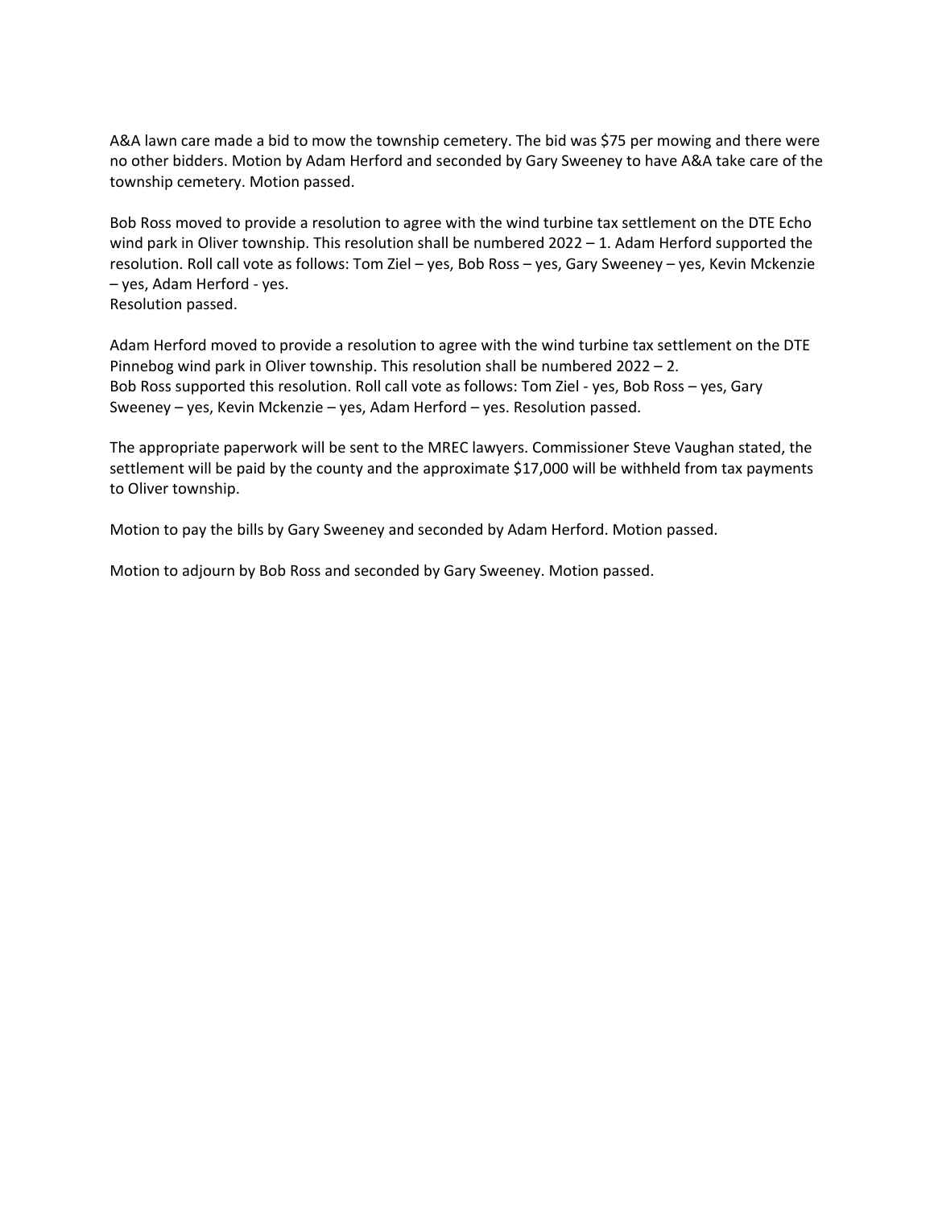A&A lawn care made a bid to mow the township cemetery. The bid was $75 per mowing and there were no other bidders. Motion by Adam Herford and seconded by Gary Sweeney to have A&A take care of the township cemetery. Motion passed.

Bob Ross moved to provide a resolution to agree with the wind turbine tax settlement on the DTE Echo wind park in Oliver township. This resolution shall be numbered 2022 – 1. Adam Herford supported the resolution. Roll call vote as follows: Tom Ziel – yes, Bob Ross – yes, Gary Sweeney – yes, Kevin Mckenzie – yes, Adam Herford - yes.
Resolution passed.

Adam Herford moved to provide a resolution to agree with the wind turbine tax settlement on the DTE Pinnebog wind park in Oliver township. This resolution shall be numbered 2022 – 2.
Bob Ross supported this resolution. Roll call vote as follows: Tom Ziel - yes, Bob Ross – yes, Gary Sweeney – yes, Kevin Mckenzie – yes, Adam Herford – yes. Resolution passed.

The appropriate paperwork will be sent to the MREC lawyers. Commissioner Steve Vaughan stated, the settlement will be paid by the county and the approximate $17,000 will be withheld from tax payments to Oliver township.

Motion to pay the bills by Gary Sweeney and seconded by Adam Herford. Motion passed.

Motion to adjourn by Bob Ross and seconded by Gary Sweeney. Motion passed.